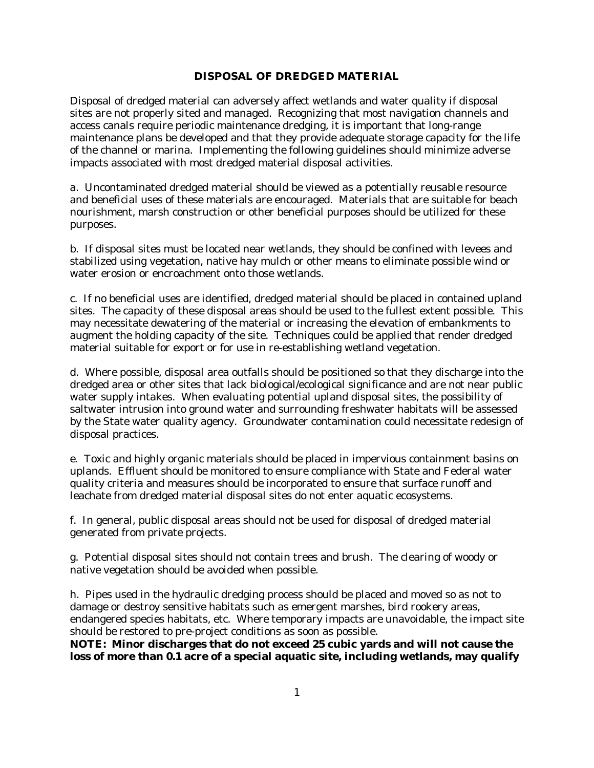# DISPOSAL OF DREDGED MATERIAL

Disposal of dredged material can adversely affect wetlands and water quality if disposal sites are not properly sited and managed. Recognizing that most navigation channels and access canals require periodic maintenance dredging, it is important that long-range maintenance plans be developed and that they provide adequate storage capacity for the life of the channel or marina. Implementing the following guidelines should minimize adverse impacts associated with most dredged material disposal activities.

a. Uncontaminated dredged material should be viewed as a potentially reusable resource and beneficial uses of these materials are encouraged. Materials that are suitable for beach nourishment, marsh construction or other beneficial purposes should be utilized for these purposes.

b. If disposal sites must be located near wetlands, they should be confined with levees and stabilized using vegetation, native hay mulch or other means to eliminate possible wind or water erosion or encroachment onto those wetlands.

c. If no beneficial uses are identified, dredged material should be placed in contained upland sites. The capacity of these disposal areas should be used to the fullest extent possible. This may necessitate dewatering of the material or increasing the elevation of embankments to augment the holding capacity of the site. Techniques could be applied that render dredged material suitable for export or for use in re-establishing wetland vegetation.

d. Where possible, disposal area outfalls should be positioned so that they discharge into the dredged area or other sites that lack biological/ecological significance and are not near public water supply intakes. When evaluating potential upland disposal sites, the possibility of saltwater intrusion into ground water and surrounding freshwater habitats will be assessed by the State water quality agency. Groundwater contamination could necessitate redesign of disposal practices.

e. Toxic and highly organic materials should be placed in impervious containment basins on uplands. Effluent should be monitored to ensure compliance with State and Federal water quality criteria and measures should be incorporated to ensure that surface runoff and leachate from dredged material disposal sites do not enter aquatic ecosystems.

f. In general, public disposal areas should not be used for disposal of dredged material generated from private projects.

g. Potential disposal sites should not contain trees and brush. The clearing of woody or native vegetation should be avoided when possible.

h. Pipes used in the hydraulic dredging process should be placed and moved so as not to damage or destroy sensitive habitats such as emergent marshes, bird rookery areas, endangered species habitats, etc. Where temporary impacts are unavoidable, the impact site should be restored to pre-project conditions as soon as possible.

**NOTE: Minor discharges that do not exceed 25 cubic yards and will not cause the loss of more than 0.1 acre of a special aquatic site, including wetlands, may qualify**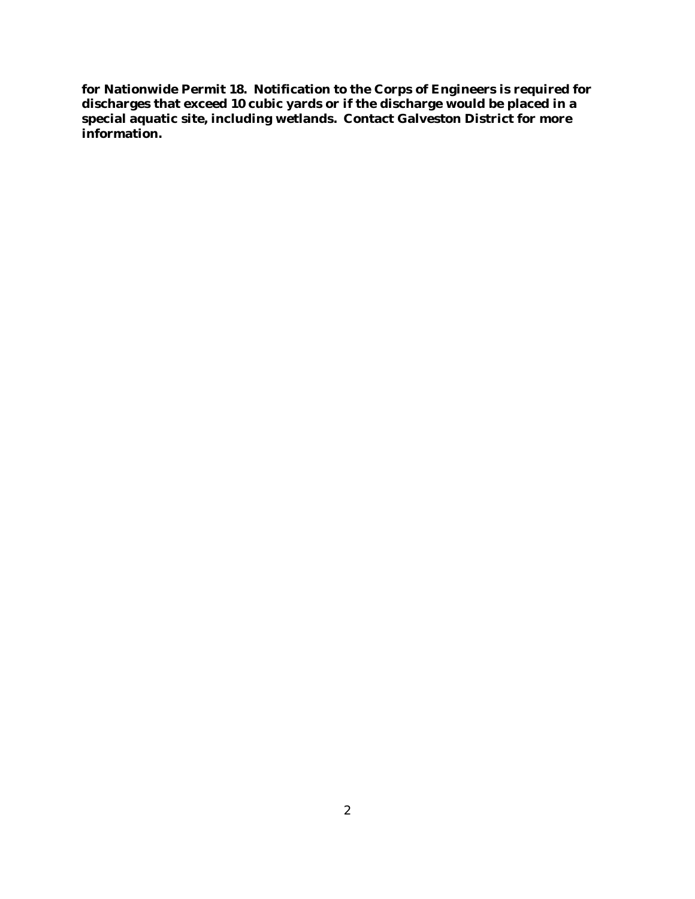**for Nationwide Permit 18. Notification to the Corps of Engineers is required for discharges that exceed 10 cubic yards or if the discharge would be placed in a special aquatic site, including wetlands. Contact Galveston District for more information.**